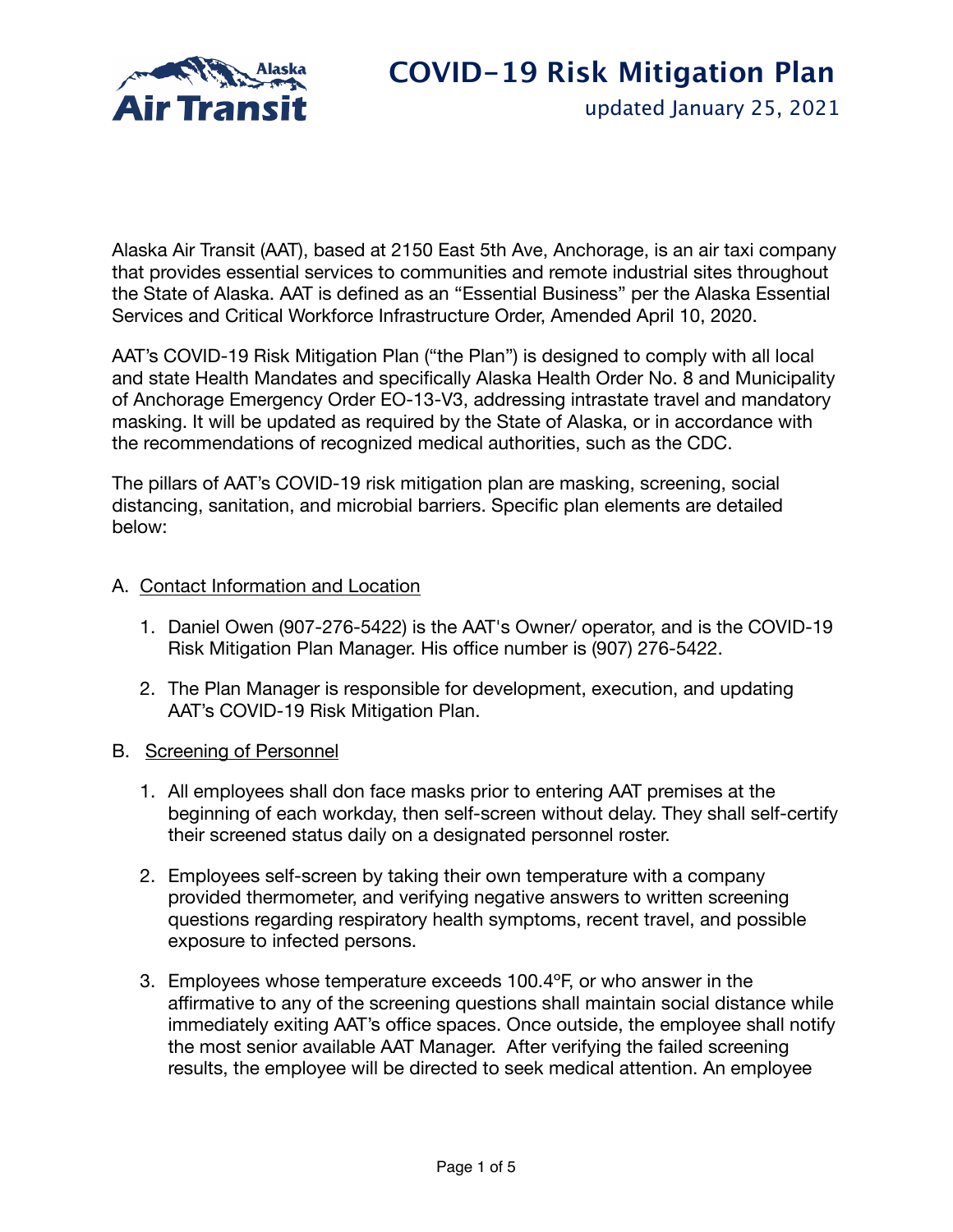Alaska Air Transit

# COVID-19 Risk Mitigation Plan

updated January 25, 2021

Alaska Air Transit (AAT), based at 2150 East 5th Ave, Anchorage, is an air taxi company that provides essential services to communities and remote industrial sites throughout the State of Alaska. AAT is defined as an "Essential Business" per the Alaska Essential Services and Critical Workforce Infrastructure Order, Amended April 10, 2020.

AAT's COVID-19 Risk Mitigation Plan ("the Plan") is designed to comply with all local and state Health Mandates and specifically Alaska Health Order No. 8 and Municipality of Anchorage Emergency Order EO-13-V3, addressing intrastate travel and mandatory masking. It will be updated as required by the State of Alaska, or in accordance with the recommendations of recognized medical authorities, such as the CDC.

The pillars of AAT's COVID-19 risk mitigation plan are masking, screening, social distancing, sanitation, and microbial barriers. Specific plan elements are detailed below:

A. <u>Contact Information and Location</u>

1. Daniel Owen (907-276-5422) is the AAT's Owner/ operator, and is the COVID-19 Risk Mitigation Plan Manager. His office number is (907) 276-5422.
2. The Plan Manager is responsible for development, execution, and updating AAT's COVID-19 Risk Mitigation Plan.

B. <u>Screening of Personnel</u>

1. All employees shall don face masks prior to entering AAT premises at the beginning of each workday, then self-screen without delay. They shall self-certify their screened status daily on a designated personnel roster.
2. Employees self-screen by taking their own temperature with a company provided thermometer, and verifying negative answers to written screening questions regarding respiratory health symptoms, recent travel, and possible exposure to infected persons.
3. Employees whose temperature exceeds 100.4ºF, or who answer in the affirmative to any of the screening questions shall maintain social distance while immediately exiting AAT's office spaces. Once outside, the employee shall notify the most senior available AAT Manager. After verifying the failed screening results, the employee will be directed to seek medical attention. An employee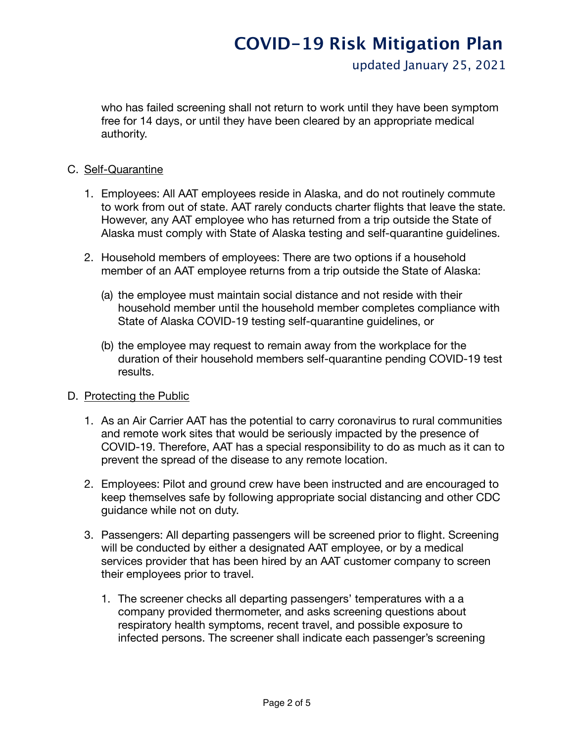who has failed screening shall not return to work until they have been symptom free for 14 days, or until they have been cleared by an appropriate medical authority.

C. Self-Quarantine

1. Employees: All AAT employees reside in Alaska, and do not routinely commute to work from out of state. AAT rarely conducts charter flights that leave the state. However, any AAT employee who has returned from a trip outside the State of Alaska must comply with State of Alaska testing and self-quarantine guidelines.

2. Household members of employees: There are two options if a household member of an AAT employee returns from a trip outside the State of Alaska:

   (a) the employee must maintain social distance and not reside with their household member until the household member completes compliance with State of Alaska COVID-19 testing self-quarantine guidelines, or

   (b) the employee may request to remain away from the workplace for the duration of their household members self-quarantine pending COVID-19 test results.

D. Protecting the Public

1. As an Air Carrier AAT has the potential to carry coronavirus to rural communities and remote work sites that would be seriously impacted by the presence of COVID-19. Therefore, AAT has a special responsibility to do as much as it can to prevent the spread of the disease to any remote location.

2. Employees: Pilot and ground crew have been instructed and are encouraged to keep themselves safe by following appropriate social distancing and other CDC guidance while not on duty.

3. Passengers: All departing passengers will be screened prior to flight. Screening will be conducted by either a designated AAT employee, or by a medical services provider that has been hired by an AAT customer company to screen their employees prior to travel.

   1. The screener checks all departing passengers' temperatures with a a company provided thermometer, and asks screening questions about respiratory health symptoms, recent travel, and possible exposure to infected persons. The screener shall indicate each passenger's screening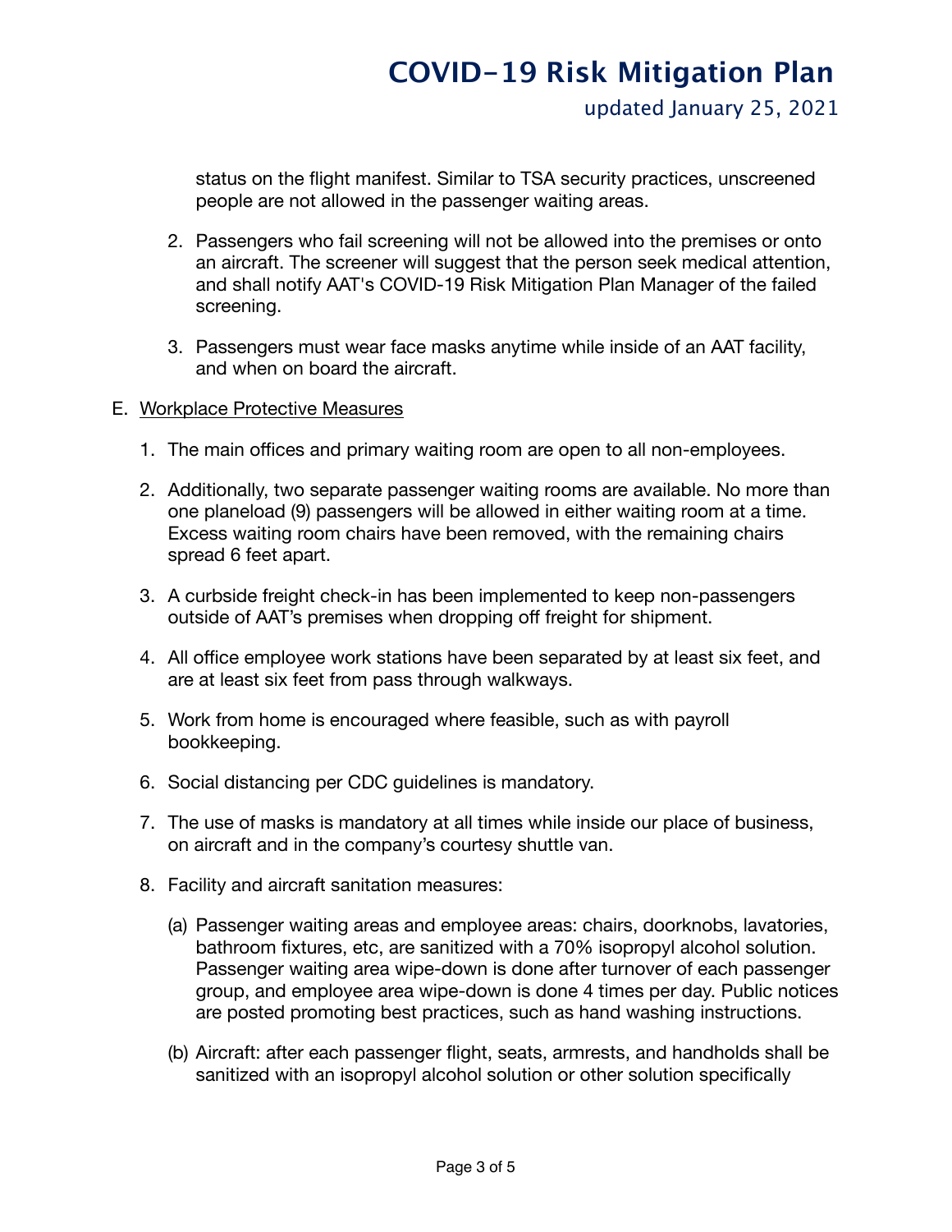status on the flight manifest. Similar to TSA security practices, unscreened people are not allowed in the passenger waiting areas.

2. Passengers who fail screening will not be allowed into the premises or onto an aircraft. The screener will suggest that the person seek medical attention, and shall notify AAT's COVID-19 Risk Mitigation Plan Manager of the failed screening.

3. Passengers must wear face masks anytime while inside of an AAT facility, and when on board the aircraft.

E. Workplace Protective Measures

1. The main offices and primary waiting room are open to all non-employees.

2. Additionally, two separate passenger waiting rooms are available. No more than one planeload (9) passengers will be allowed in either waiting room at a time. Excess waiting room chairs have been removed, with the remaining chairs spread 6 feet apart.

3. A curbside freight check-in has been implemented to keep non-passengers outside of AAT's premises when dropping off freight for shipment.

4. All office employee work stations have been separated by at least six feet, and are at least six feet from pass through walkways.

5. Work from home is encouraged where feasible, such as with payroll bookkeeping.

6. Social distancing per CDC guidelines is mandatory.

7. The use of masks is mandatory at all times while inside our place of business, on aircraft and in the company's courtesy shuttle van.

8. Facility and aircraft sanitation measures:

   (a) Passenger waiting areas and employee areas: chairs, doorknobs, lavatories, bathroom fixtures, etc, are sanitized with a 70% isopropyl alcohol solution. Passenger waiting area wipe-down is done after turnover of each passenger group, and employee area wipe-down is done 4 times per day. Public notices are posted promoting best practices, such as hand washing instructions.

   (b) Aircraft: after each passenger flight, seats, armrests, and handholds shall be sanitized with an isopropyl alcohol solution or other solution specifically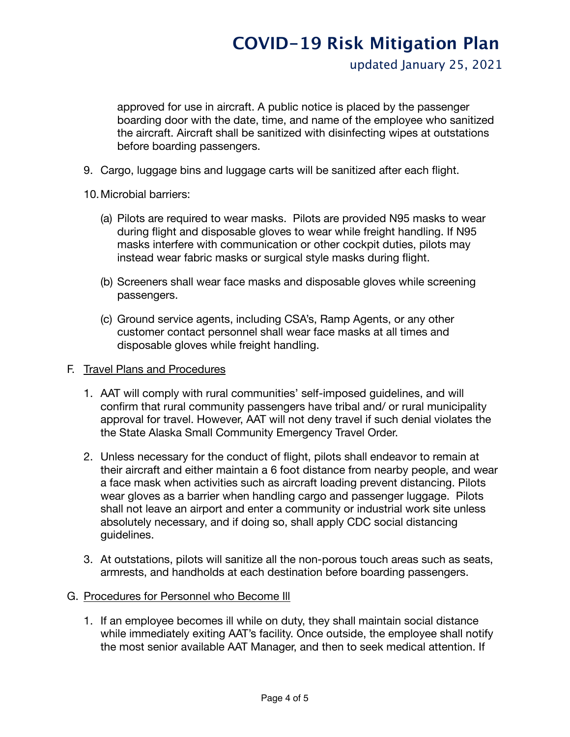approved for use in aircraft. A public notice is placed by the passenger boarding door with the date, time, and name of the employee who sanitized the aircraft. Aircraft shall be sanitized with disinfecting wipes at outstations before boarding passengers.

9. Cargo, luggage bins and luggage carts will be sanitized after each flight.

10. Microbial barriers:

    (a) Pilots are required to wear masks. Pilots are provided N95 masks to wear during flight and disposable gloves to wear while freight handling. If N95 masks interfere with communication or other cockpit duties, pilots may instead wear fabric masks or surgical style masks during flight.

    (b) Screeners shall wear face masks and disposable gloves while screening passengers.

    (c) Ground service agents, including CSA's, Ramp Agents, or any other customer contact personnel shall wear face masks at all times and disposable gloves while freight handling.

F. <u>Travel Plans and Procedures</u>

1. AAT will comply with rural communities' self-imposed guidelines, and will confirm that rural community passengers have tribal and/ or rural municipality approval for travel. However, AAT will not deny travel if such denial violates the the State Alaska Small Community Emergency Travel Order.

2. Unless necessary for the conduct of flight, pilots shall endeavor to remain at their aircraft and either maintain a 6 foot distance from nearby people, and wear a face mask when activities such as aircraft loading prevent distancing. Pilots wear gloves as a barrier when handling cargo and passenger luggage. Pilots shall not leave an airport and enter a community or industrial work site unless absolutely necessary, and if doing so, shall apply CDC social distancing guidelines.

3. At outstations, pilots will sanitize all the non-porous touch areas such as seats, armrests, and handholds at each destination before boarding passengers.

G. <u>Procedures for Personnel who Become Ill</u>

1. If an employee becomes ill while on duty, they shall maintain social distance while immediately exiting AAT's facility. Once outside, the employee shall notify the most senior available AAT Manager, and then to seek medical attention. If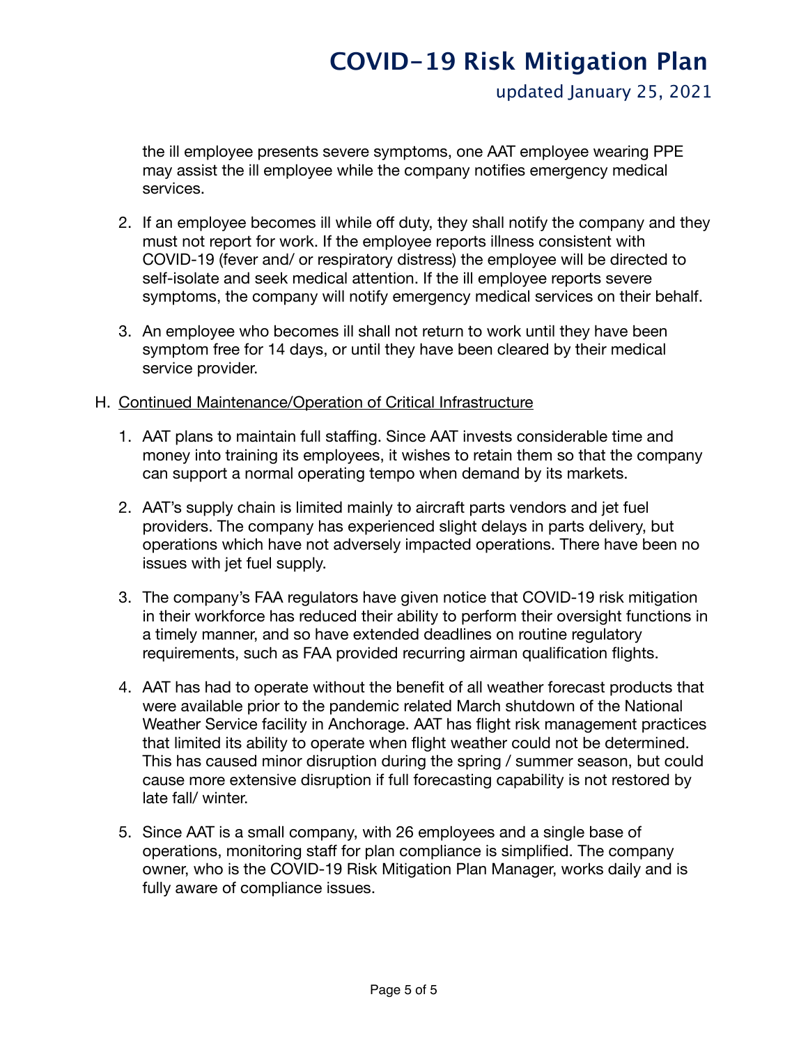the ill employee presents severe symptoms, one AAT employee wearing PPE may assist the ill employee while the company notifies emergency medical services.

2. If an employee becomes ill while off duty, they shall notify the company and they must not report for work. If the employee reports illness consistent with COVID-19 (fever and/ or respiratory distress) the employee will be directed to self-isolate and seek medical attention. If the ill employee reports severe symptoms, the company will notify emergency medical services on their behalf.

3. An employee who becomes ill shall not return to work until they have been symptom free for 14 days, or until they have been cleared by their medical service provider.

H. Continued Maintenance/Operation of Critical Infrastructure

1. AAT plans to maintain full staffing. Since AAT invests considerable time and money into training its employees, it wishes to retain them so that the company can support a normal operating tempo when demand by its markets.

2. AAT's supply chain is limited mainly to aircraft parts vendors and jet fuel providers. The company has experienced slight delays in parts delivery, but operations which have not adversely impacted operations. There have been no issues with jet fuel supply.

3. The company's FAA regulators have given notice that COVID-19 risk mitigation in their workforce has reduced their ability to perform their oversight functions in a timely manner, and so have extended deadlines on routine regulatory requirements, such as FAA provided recurring airman qualification flights.

4. AAT has had to operate without the benefit of all weather forecast products that were available prior to the pandemic related March shutdown of the National Weather Service facility in Anchorage. AAT has flight risk management practices that limited its ability to operate when flight weather could not be determined. This has caused minor disruption during the spring / summer season, but could cause more extensive disruption if full forecasting capability is not restored by late fall/ winter.

5. Since AAT is a small company, with 26 employees and a single base of operations, monitoring staff for plan compliance is simplified. The company owner, who is the COVID-19 Risk Mitigation Plan Manager, works daily and is fully aware of compliance issues.